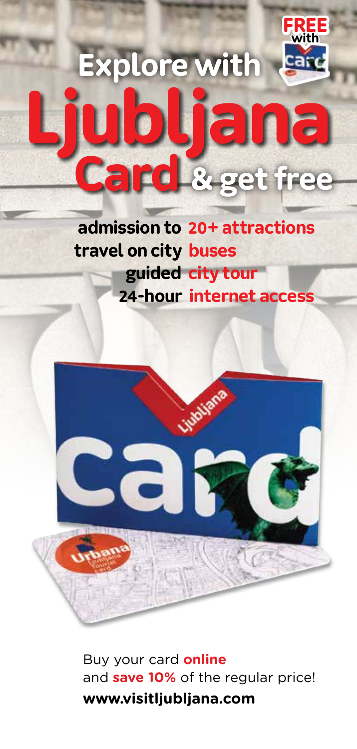# Explore with Ljubljana Card & get free

**FREE with card**

- admission to **20+ attractions**
- travel on city **buses**
- guided **city tour**
- 24-hour **internet access**

Buy your card **online** and **save 10%** of the regular price!

**www.visitljubljana.com**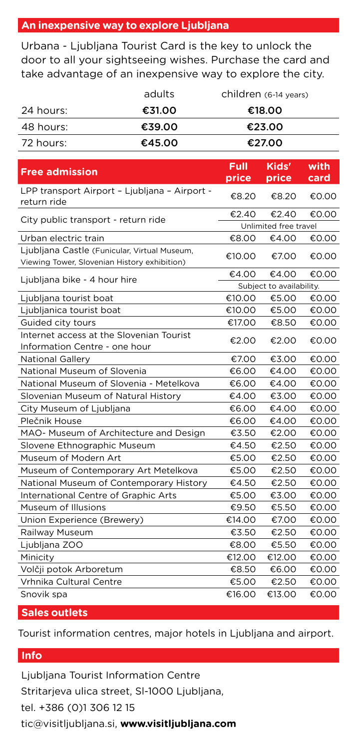## An inexpensive way to explore Ljubljana

Urbana - Ljubljana Tourist Card is the key to unlock the door to all your sightseeing wishes. Purchase the card and take advantage of an inexpensive way to explore the city.

| | adults | children (6-14 years) |
|---|---|---|
| 24 hours: | €31.00 | €18.00 |
| 48 hours: | €39.00 | €23.00 |
| 72 hours: | €45.00 | €27.00 |

| Free admission | Full price | Kids' price | with card |
|---|---|---|---|
| LPP transport Airport – Ljubljana – Airport - return ride | €8.20 | €8.20 | €0.00 |
| City public transport - return ride | €2.40 | €2.40 | €0.00 |
| | Unlimited free travel | | |
| Urban electric train | €8.00 | €4.00 | €0.00 |
| Ljubljana Castle (Funicular, Virtual Museum, Viewing Tower, Slovenian History exhibition) | €10.00 | €7.00 | €0.00 |
| Ljubljana bike - 4 hour hire | €4.00 | €4.00 | €0.00 |
| | Subject to availability. | | |
| Ljubljana tourist boat | €10.00 | €5.00 | €0.00 |
| Ljubljanica tourist boat | €10.00 | €5.00 | €0.00 |
| Guided city tours | €17.00 | €8.50 | €0.00 |
| Internet access at the Slovenian Tourist Information Centre - one hour | €2.00 | €2.00 | €0.00 |
| National Gallery | €7.00 | €3.00 | €0.00 |
| National Museum of Slovenia | €6.00 | €4.00 | €0.00 |
| National Museum of Slovenia - Metelkova | €6.00 | €4.00 | €0.00 |
| Slovenian Museum of Natural History | €4.00 | €3.00 | €0.00 |
| City Museum of Ljubljana | €6.00 | €4.00 | €0.00 |
| Plečnik House | €6.00 | €4.00 | €0.00 |
| MAO- Museum of Architecture and Design | €3.50 | €2.00 | €0.00 |
| Slovene Ethnographic Museum | €4.50 | €2.50 | €0.00 |
| Museum of Modern Art | €5.00 | €2.50 | €0.00 |
| Museum of Contemporary Art Metelkova | €5.00 | €2.50 | €0.00 |
| National Museum of Contemporary History | €4.50 | €2.50 | €0.00 |
| International Centre of Graphic Arts | €5.00 | €3.00 | €0.00 |
| Museum of Illusions | €9.50 | €5.50 | €0.00 |
| Union Experience (Brewery) | €14.00 | €7.00 | €0.00 |
| Railway Museum | €3.50 | €2.50 | €0.00 |
| Ljubljana ZOO | €8.00 | €5.50 | €0.00 |
| Minicity | €12.00 | €12.00 | €0.00 |
| Volčji potok Arboretum | €8.50 | €6.00 | €0.00 |
| Vrhnika Cultural Centre | €5.00 | €2.50 | €0.00 |
| Snovik spa | €16.00 | €13.00 | €0.00 |

## Sales outlets

Tourist information centres, major hotels in Ljubljana and airport.

## Info

Ljubljana Tourist Information Centre
Stritarjeva ulica street, SI-1000 Ljubljana,
tel. +386 (0)1 306 12 15
tic@visitljubljana.si, **www.visitljubljana.com**